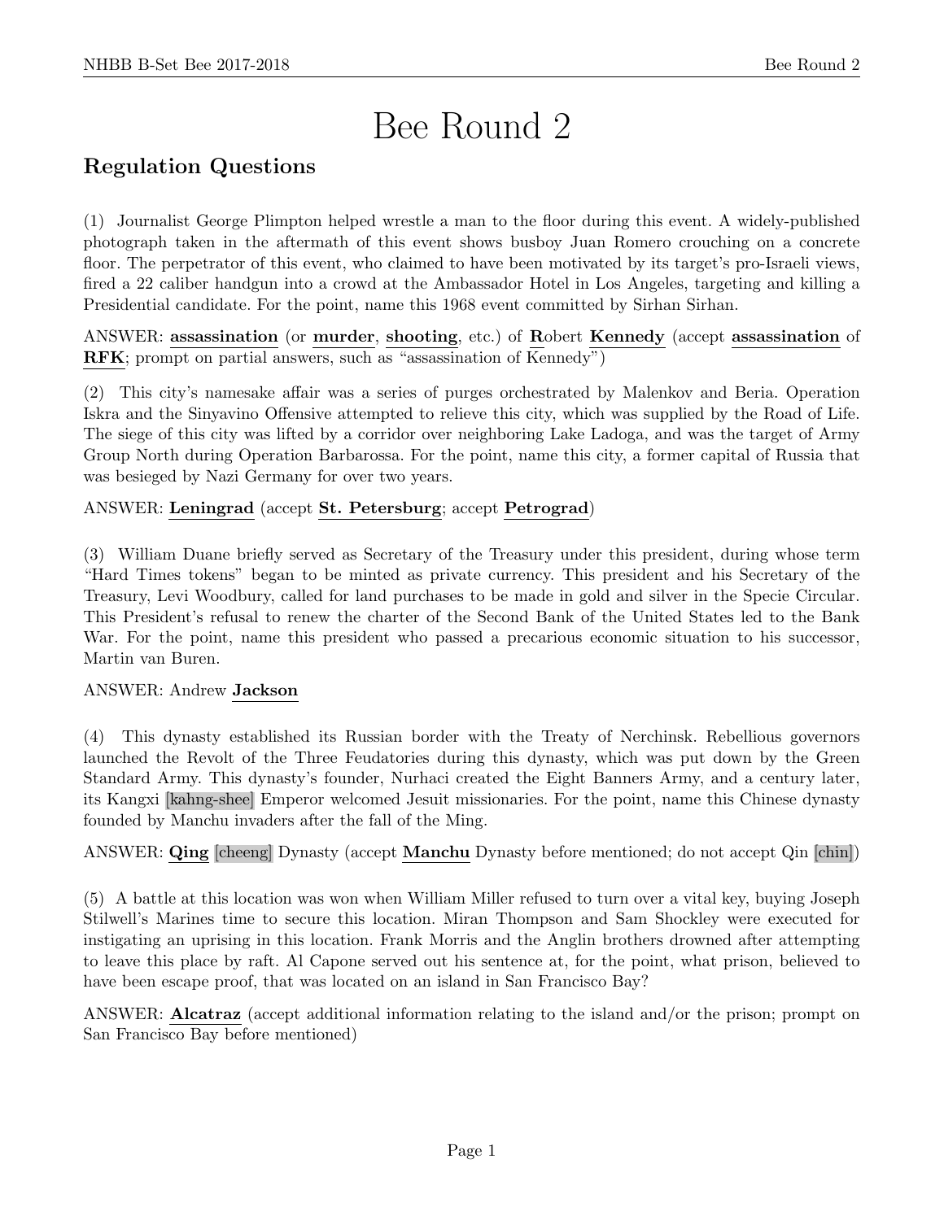# Bee Round 2

## Regulation Questions

(1) Journalist George Plimpton helped wrestle a man to the floor during this event. A widely-published photograph taken in the aftermath of this event shows busboy Juan Romero crouching on a concrete floor. The perpetrator of this event, who claimed to have been motivated by its target's pro-Israeli views, fired a 22 caliber handgun into a crowd at the Ambassador Hotel in Los Angeles, targeting and killing a Presidential candidate. For the point, name this 1968 event committed by Sirhan Sirhan.

ANSWER: **assassination** (or **murder**, **shooting**, etc.) of **R**obert **Kennedy** (accept **assassination** of **RFK**; prompt on partial answers, such as "assassination of Kennedy")

(2) This city's namesake affair was a series of purges orchestrated by Malenkov and Beria. Operation Iskra and the Sinyavino Offensive attempted to relieve this city, which was supplied by the Road of Life. The siege of this city was lifted by a corridor over neighboring Lake Ladoga, and was the target of Army Group North during Operation Barbarossa. For the point, name this city, a former capital of Russia that was besieged by Nazi Germany for over two years.

ANSWER: **Leningrad** (accept **St. Petersburg**; accept **Petrograd**)

(3) William Duane briefly served as Secretary of the Treasury under this president, during whose term "Hard Times tokens" began to be minted as private currency. This president and his Secretary of the Treasury, Levi Woodbury, called for land purchases to be made in gold and silver in the Specie Circular. This President's refusal to renew the charter of the Second Bank of the United States led to the Bank War. For the point, name this president who passed a precarious economic situation to his successor, Martin van Buren.

ANSWER: Andrew **Jackson**

(4) This dynasty established its Russian border with the Treaty of Nerchinsk. Rebellious governors launched the Revolt of the Three Feudatories during this dynasty, which was put down by the Green Standard Army. This dynasty's founder, Nurhaci created the Eight Banners Army, and a century later, its Kangxi [kahng-shee] Emperor welcomed Jesuit missionaries. For the point, name this Chinese dynasty founded by Manchu invaders after the fall of the Ming.

ANSWER: **Qing** [cheeng] Dynasty (accept **Manchu** Dynasty before mentioned; do not accept Qin [chin])

(5) A battle at this location was won when William Miller refused to turn over a vital key, buying Joseph Stilwell's Marines time to secure this location. Miran Thompson and Sam Shockley were executed for instigating an uprising in this location. Frank Morris and the Anglin brothers drowned after attempting to leave this place by raft. Al Capone served out his sentence at, for the point, what prison, believed to have been escape proof, that was located on an island in San Francisco Bay?

ANSWER: **Alcatraz** (accept additional information relating to the island and/or the prison; prompt on San Francisco Bay before mentioned)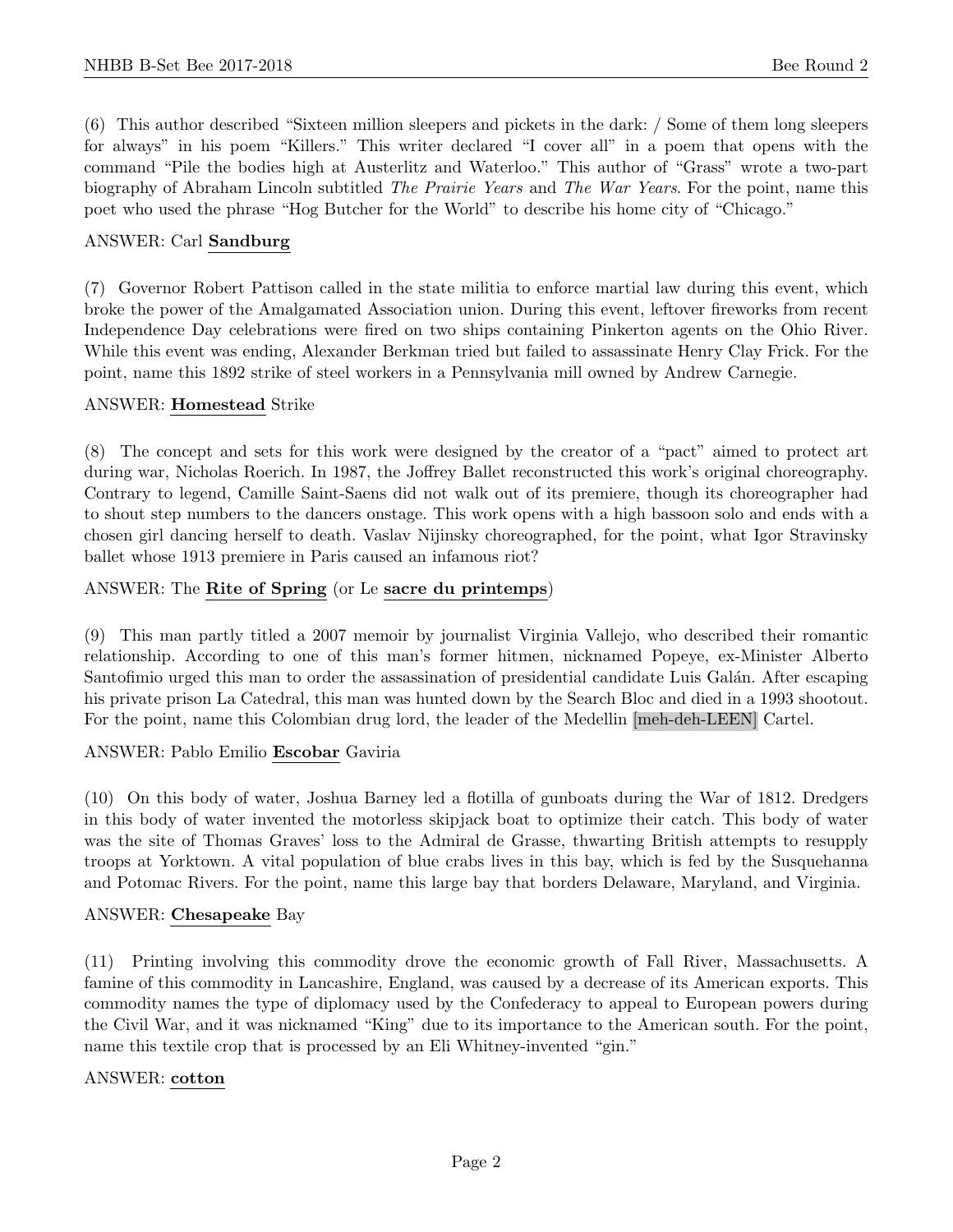(6) This author described "Sixteen million sleepers and pickets in the dark: / Some of them long sleepers for always" in his poem "Killers." This writer declared "I cover all" in a poem that opens with the command "Pile the bodies high at Austerlitz and Waterloo." This author of "Grass" wrote a two-part biography of Abraham Lincoln subtitled *The Prairie Years* and *The War Years*. For the point, name this poet who used the phrase "Hog Butcher for the World" to describe his home city of "Chicago."

ANSWER: Carl **Sandburg**

(7) Governor Robert Pattison called in the state militia to enforce martial law during this event, which broke the power of the Amalgamated Association union. During this event, leftover fireworks from recent Independence Day celebrations were fired on two ships containing Pinkerton agents on the Ohio River. While this event was ending, Alexander Berkman tried but failed to assassinate Henry Clay Frick. For the point, name this 1892 strike of steel workers in a Pennsylvania mill owned by Andrew Carnegie.

ANSWER: **Homestead** Strike

(8) The concept and sets for this work were designed by the creator of a "pact" aimed to protect art during war, Nicholas Roerich. In 1987, the Joffrey Ballet reconstructed this work's original choreography. Contrary to legend, Camille Saint-Saens did not walk out of its premiere, though its choreographer had to shout step numbers to the dancers onstage. This work opens with a high bassoon solo and ends with a chosen girl dancing herself to death. Vaslav Nijinsky choreographed, for the point, what Igor Stravinsky ballet whose 1913 premiere in Paris caused an infamous riot?

ANSWER: The **Rite of Spring** (or Le **sacre du printemps**)

(9) This man partly titled a 2007 memoir by journalist Virginia Vallejo, who described their romantic relationship. According to one of this man's former hitmen, nicknamed Popeye, ex-Minister Alberto Santofimio urged this man to order the assassination of presidential candidate Luis Galán. After escaping his private prison La Catedral, this man was hunted down by the Search Bloc and died in a 1993 shootout. For the point, name this Colombian drug lord, the leader of the Medellin [meh-deh-LEEN] Cartel.

ANSWER: Pablo Emilio **Escobar** Gaviria

(10) On this body of water, Joshua Barney led a flotilla of gunboats during the War of 1812. Dredgers in this body of water invented the motorless skipjack boat to optimize their catch. This body of water was the site of Thomas Graves' loss to the Admiral de Grasse, thwarting British attempts to resupply troops at Yorktown. A vital population of blue crabs lives in this bay, which is fed by the Susquehanna and Potomac Rivers. For the point, name this large bay that borders Delaware, Maryland, and Virginia.

ANSWER: **Chesapeake** Bay

(11) Printing involving this commodity drove the economic growth of Fall River, Massachusetts. A famine of this commodity in Lancashire, England, was caused by a decrease of its American exports. This commodity names the type of diplomacy used by the Confederacy to appeal to European powers during the Civil War, and it was nicknamed "King" due to its importance to the American south. For the point, name this textile crop that is processed by an Eli Whitney-invented "gin."

ANSWER: **cotton**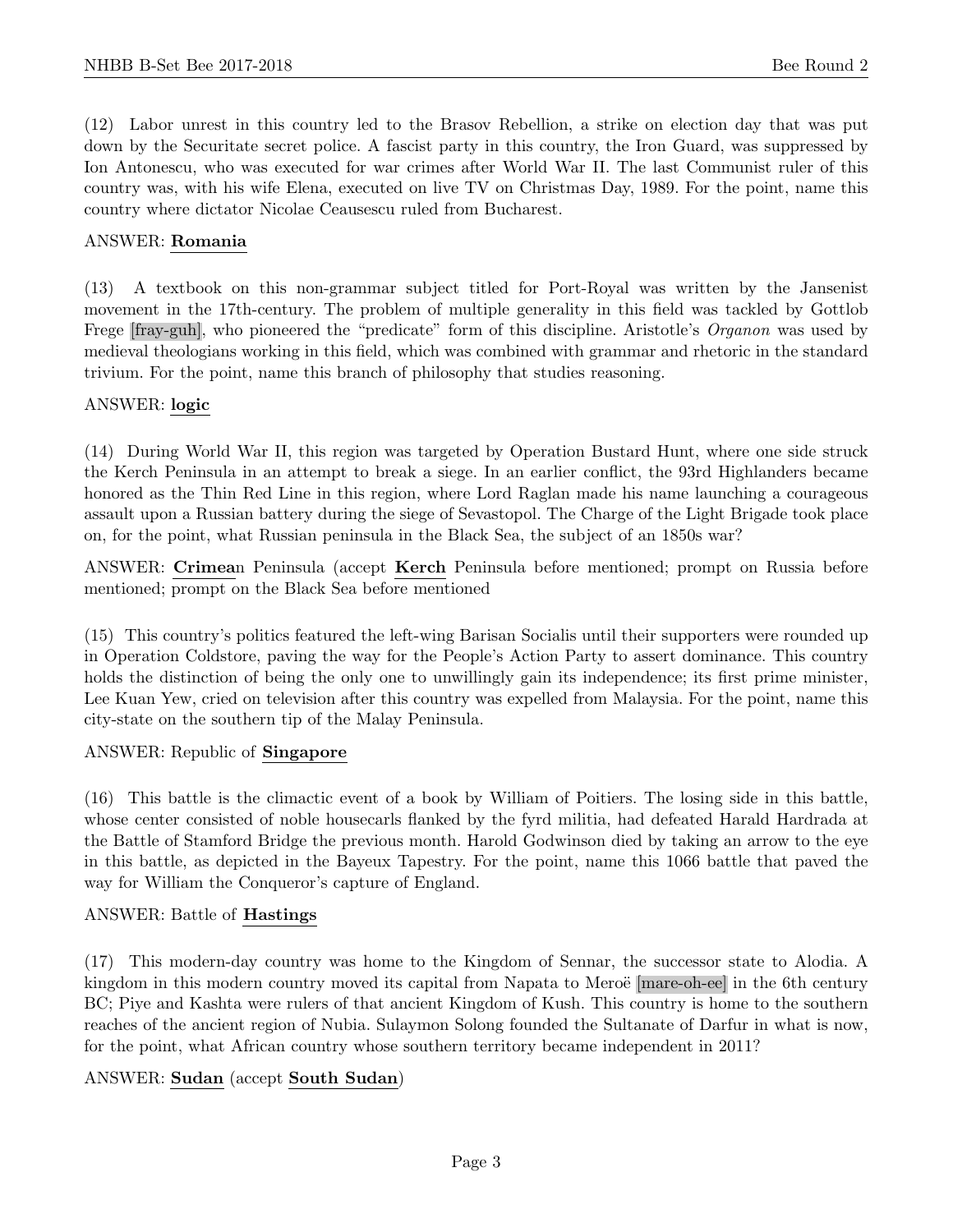(12) Labor unrest in this country led to the Brasov Rebellion, a strike on election day that was put down by the Securitate secret police. A fascist party in this country, the Iron Guard, was suppressed by Ion Antonescu, who was executed for war crimes after World War II. The last Communist ruler of this country was, with his wife Elena, executed on live TV on Christmas Day, 1989. For the point, name this country where dictator Nicolae Ceausescu ruled from Bucharest.

ANSWER: **Romania**

(13) A textbook on this non-grammar subject titled for Port-Royal was written by the Jansenist movement in the 17th-century. The problem of multiple generality in this field was tackled by Gottlob Frege [fray-guh], who pioneered the "predicate" form of this discipline. Aristotle's *Organon* was used by medieval theologians working in this field, which was combined with grammar and rhetoric in the standard trivium. For the point, name this branch of philosophy that studies reasoning.

ANSWER: **logic**

(14) During World War II, this region was targeted by Operation Bustard Hunt, where one side struck the Kerch Peninsula in an attempt to break a siege. In an earlier conflict, the 93rd Highlanders became honored as the Thin Red Line in this region, where Lord Raglan made his name launching a courageous assault upon a Russian battery during the siege of Sevastopol. The Charge of the Light Brigade took place on, for the point, what Russian peninsula in the Black Sea, the subject of an 1850s war?

ANSWER: **Crimea**n Peninsula (accept **Kerch** Peninsula before mentioned; prompt on Russia before mentioned; prompt on the Black Sea before mentioned

(15) This country's politics featured the left-wing Barisan Socialis until their supporters were rounded up in Operation Coldstore, paving the way for the People's Action Party to assert dominance. This country holds the distinction of being the only one to unwillingly gain its independence; its first prime minister, Lee Kuan Yew, cried on television after this country was expelled from Malaysia. For the point, name this city-state on the southern tip of the Malay Peninsula.

ANSWER: Republic of **Singapore**

(16) This battle is the climactic event of a book by William of Poitiers. The losing side in this battle, whose center consisted of noble housecarls flanked by the fyrd militia, had defeated Harald Hardrada at the Battle of Stamford Bridge the previous month. Harold Godwinson died by taking an arrow to the eye in this battle, as depicted in the Bayeux Tapestry. For the point, name this 1066 battle that paved the way for William the Conqueror's capture of England.

ANSWER: Battle of **Hastings**

(17) This modern-day country was home to the Kingdom of Sennar, the successor state to Alodia. A kingdom in this modern country moved its capital from Napata to Meroë [mare-oh-ee] in the 6th century BC; Piye and Kashta were rulers of that ancient Kingdom of Kush. This country is home to the southern reaches of the ancient region of Nubia. Sulaymon Solong founded the Sultanate of Darfur in what is now, for the point, what African country whose southern territory became independent in 2011?

ANSWER: **Sudan** (accept **South Sudan**)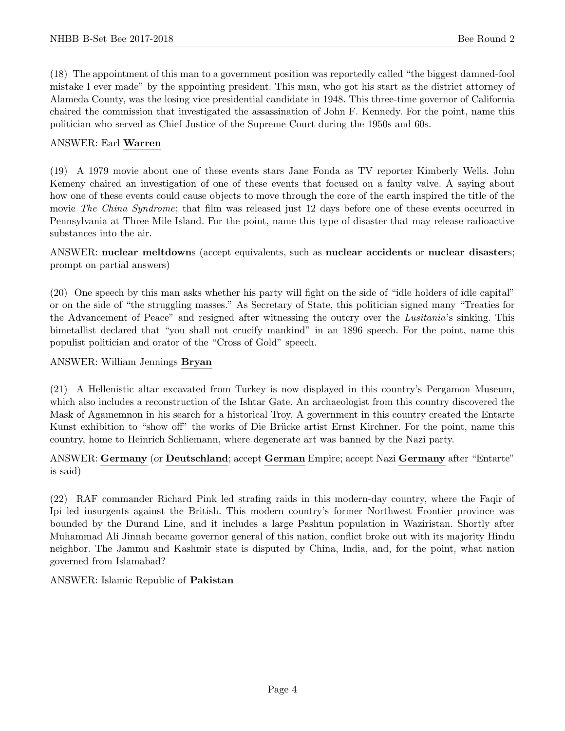(18) The appointment of this man to a government position was reportedly called "the biggest damned-fool mistake I ever made" by the appointing president. This man, who got his start as the district attorney of Alameda County, was the losing vice presidential candidate in 1948. This three-time governor of California chaired the commission that investigated the assassination of John F. Kennedy. For the point, name this politician who served as Chief Justice of the Supreme Court during the 1950s and 60s.

ANSWER: Earl **Warren**

(19) A 1979 movie about one of these events stars Jane Fonda as TV reporter Kimberly Wells. John Kemeny chaired an investigation of one of these events that focused on a faulty valve. A saying about how one of these events could cause objects to move through the core of the earth inspired the title of the movie *The China Syndrome*; that film was released just 12 days before one of these events occurred in Pennsylvania at Three Mile Island. For the point, name this type of disaster that may release radioactive substances into the air.

ANSWER: **nuclear meltdown**s (accept equivalents, such as **nuclear accident**s or **nuclear disaster**s; prompt on partial answers)

(20) One speech by this man asks whether his party will fight on the side of "idle holders of idle capital" or on the side of "the struggling masses." As Secretary of State, this politician signed many "Treaties for the Advancement of Peace" and resigned after witnessing the outcry over the *Lusitania*'s sinking. This bimetallist declared that "you shall not crucify mankind" in an 1896 speech. For the point, name this populist politician and orator of the "Cross of Gold" speech.

ANSWER: William Jennings **Bryan**

(21) A Hellenistic altar excavated from Turkey is now displayed in this country's Pergamon Museum, which also includes a reconstruction of the Ishtar Gate. An archaeologist from this country discovered the Mask of Agamemnon in his search for a historical Troy. A government in this country created the Entarte Kunst exhibition to "show off" the works of Die Brücke artist Ernst Kirchner. For the point, name this country, home to Heinrich Schliemann, where degenerate art was banned by the Nazi party.

ANSWER: **Germany** (or **Deutschland**; accept **German** Empire; accept Nazi **Germany** after "Entarte" is said)

(22) RAF commander Richard Pink led strafing raids in this modern-day country, where the Faqir of Ipi led insurgents against the British. This modern country's former Northwest Frontier province was bounded by the Durand Line, and it includes a large Pashtun population in Waziristan. Shortly after Muhammad Ali Jinnah became governor general of this nation, conflict broke out with its majority Hindu neighbor. The Jammu and Kashmir state is disputed by China, India, and, for the point, what nation governed from Islamabad?

ANSWER: Islamic Republic of **Pakistan**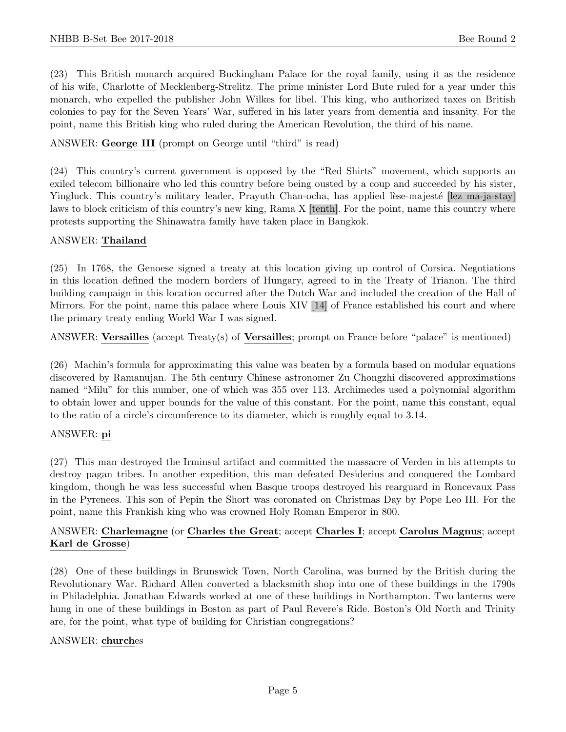(23) This British monarch acquired Buckingham Palace for the royal family, using it as the residence of his wife, Charlotte of Mecklenberg-Strelitz. The prime minister Lord Bute ruled for a year under this monarch, who expelled the publisher John Wilkes for libel. This king, who authorized taxes on British colonies to pay for the Seven Years' War, suffered in his later years from dementia and insanity. For the point, name this British king who ruled during the American Revolution, the third of his name.

ANSWER: **George III** (prompt on George until "third" is read)

(24) This country's current government is opposed by the "Red Shirts" movement, which supports an exiled telecom billionaire who led this country before being ousted by a coup and succeeded by his sister, Yingluck. This country's military leader, Prayuth Chan-ocha, has applied lèse-majesté [lez ma-ja-stay] laws to block criticism of this country's new king, Rama X [tenth]. For the point, name this country where protests supporting the Shinawatra family have taken place in Bangkok.

ANSWER: **Thailand**

(25) In 1768, the Genoese signed a treaty at this location giving up control of Corsica. Negotiations in this location defined the modern borders of Hungary, agreed to in the Treaty of Trianon. The third building campaign in this location occurred after the Dutch War and included the creation of the Hall of Mirrors. For the point, name this palace where Louis XIV [14] of France established his court and where the primary treaty ending World War I was signed.

ANSWER: **Versailles** (accept Treaty(s) of **Versailles**; prompt on France before "palace" is mentioned)

(26) Machin's formula for approximating this value was beaten by a formula based on modular equations discovered by Ramanujan. The 5th century Chinese astronomer Zu Chongzhi discovered approximations named "Milu" for this number, one of which was 355 over 113. Archimedes used a polynomial algorithm to obtain lower and upper bounds for the value of this constant. For the point, name this constant, equal to the ratio of a circle's circumference to its diameter, which is roughly equal to 3.14.

ANSWER: **pi**

(27) This man destroyed the Irminsul artifact and committed the massacre of Verden in his attempts to destroy pagan tribes. In another expedition, this man defeated Desiderius and conquered the Lombard kingdom, though he was less successful when Basque troops destroyed his rearguard in Roncevaux Pass in the Pyrenees. This son of Pepin the Short was coronated on Christmas Day by Pope Leo III. For the point, name this Frankish king who was crowned Holy Roman Emperor in 800.

ANSWER: **Charlemagne** (or **Charles the Great**; accept **Charles I**; accept **Carolus Magnus**; accept **Karl de Grosse**)

(28) One of these buildings in Brunswick Town, North Carolina, was burned by the British during the Revolutionary War. Richard Allen converted a blacksmith shop into one of these buildings in the 1790s in Philadelphia. Jonathan Edwards worked at one of these buildings in Northampton. Two lanterns were hung in one of these buildings in Boston as part of Paul Revere's Ride. Boston's Old North and Trinity are, for the point, what type of building for Christian congregations?

ANSWER: **church**es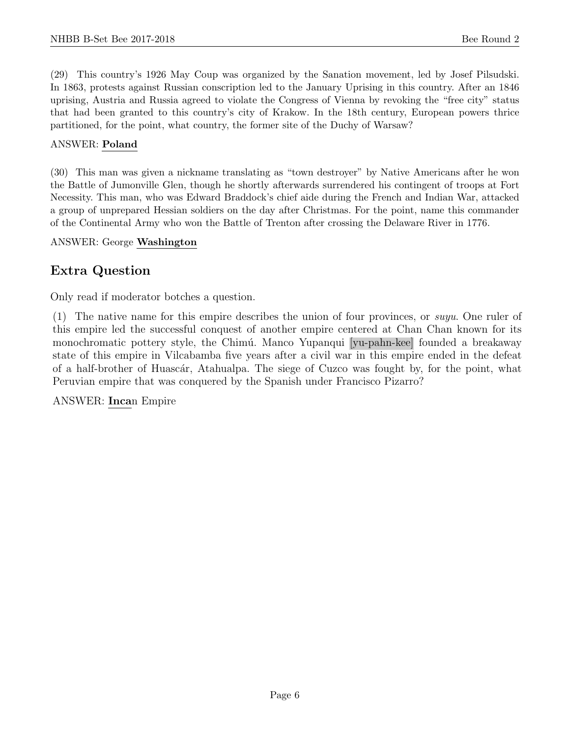(29) This country's 1926 May Coup was organized by the Sanation movement, led by Josef Pilsudski. In 1863, protests against Russian conscription led to the January Uprising in this country. After an 1846 uprising, Austria and Russia agreed to violate the Congress of Vienna by revoking the "free city" status that had been granted to this country's city of Krakow. In the 18th century, European powers thrice partitioned, for the point, what country, the former site of the Duchy of Warsaw?

ANSWER: **Poland**

(30) This man was given a nickname translating as "town destroyer" by Native Americans after he won the Battle of Jumonville Glen, though he shortly afterwards surrendered his contingent of troops at Fort Necessity. This man, who was Edward Braddock's chief aide during the French and Indian War, attacked a group of unprepared Hessian soldiers on the day after Christmas. For the point, name this commander of the Continental Army who won the Battle of Trenton after crossing the Delaware River in 1776.

ANSWER: George **Washington**

## Extra Question

Only read if moderator botches a question.

(1) The native name for this empire describes the union of four provinces, or *suyu*. One ruler of this empire led the successful conquest of another empire centered at Chan Chan known for its monochromatic pottery style, the Chimú. Manco Yupanqui [yu-pahn-kee] founded a breakaway state of this empire in Vilcabamba five years after a civil war in this empire ended in the defeat of a half-brother of Huascár, Atahualpa. The siege of Cuzco was fought by, for the point, what Peruvian empire that was conquered by the Spanish under Francisco Pizarro?

ANSWER: **Inca**n Empire